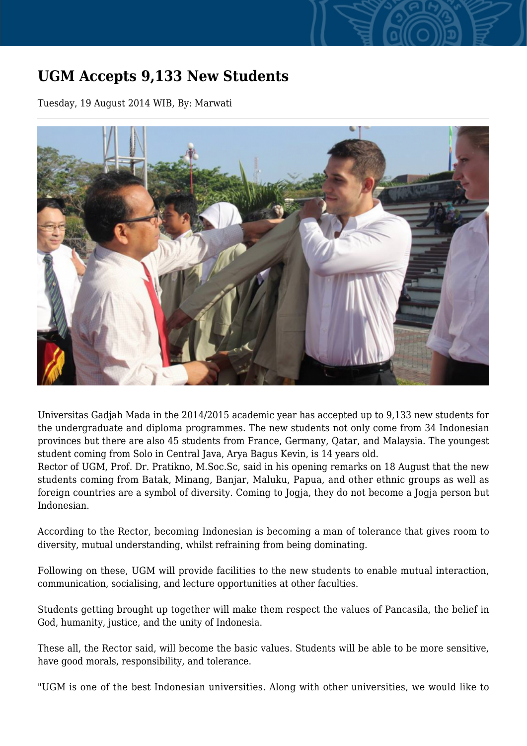# UGM Accepts 9,133 New Students

Tuesday, 19 August 2014 WIB, By: Marwati

Universitas Gadjah Mada in the 2014/2015 academic year has accepted up to 9,133 new students for the undergraduate and diploma programmes. The new students not only come from 34 Indonesian provinces but there are also 45 students from France, Germany, Qatar, and Malaysia. The youngest student coming from Solo in Central Java, Arya Bagus Kevin, is 14 years old.
Rector of UGM, Prof. Dr. Pratikno, M.Soc.Sc, said in his opening remarks on 18 August that the new students coming from Batak, Minang, Banjar, Maluku, Papua, and other ethnic groups as well as foreign countries are a symbol of diversity. Coming to Jogja, they do not become a Jogja person but Indonesian.

According to the Rector, becoming Indonesian is becoming a man of tolerance that gives room to diversity, mutual understanding, whilst refraining from being dominating.

Following on these, UGM will provide facilities to the new students to enable mutual interaction, communication, socialising, and lecture opportunities at other faculties.

Students getting brought up together will make them respect the values of Pancasila, the belief in God, humanity, justice, and the unity of Indonesia.

These all, the Rector said, will become the basic values. Students will be able to be more sensitive, have good morals, responsibility, and tolerance.

"UGM is one of the best Indonesian universities. Along with other universities, we would like to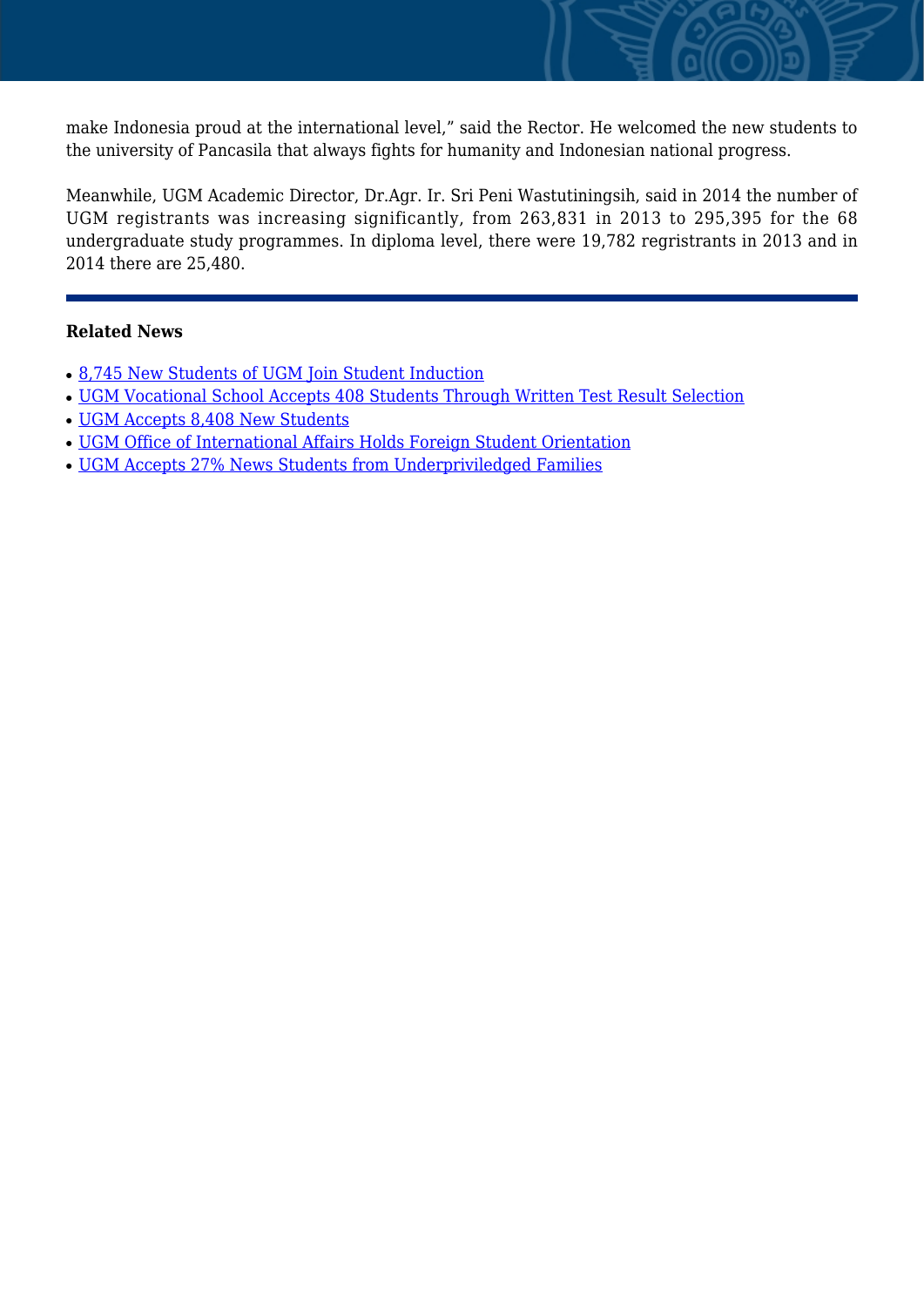make Indonesia proud at the international level," said the Rector. He welcomed the new students to the university of Pancasila that always fights for humanity and Indonesian national progress.

Meanwhile, UGM Academic Director, Dr.Agr. Ir. Sri Peni Wastutiningsih, said in 2014 the number of UGM registrants was increasing significantly, from 263,831 in 2013 to 295,395 for the 68 undergraduate study programmes. In diploma level, there were 19,782 regristrants in 2013 and in 2014 there are 25,480.

---

**Related News**

- 8,745 New Students of UGM Join Student Induction
- UGM Vocational School Accepts 408 Students Through Written Test Result Selection
- UGM Accepts 8,408 New Students
- UGM Office of International Affairs Holds Foreign Student Orientation
- UGM Accepts 27% News Students from Underpriviledged Families